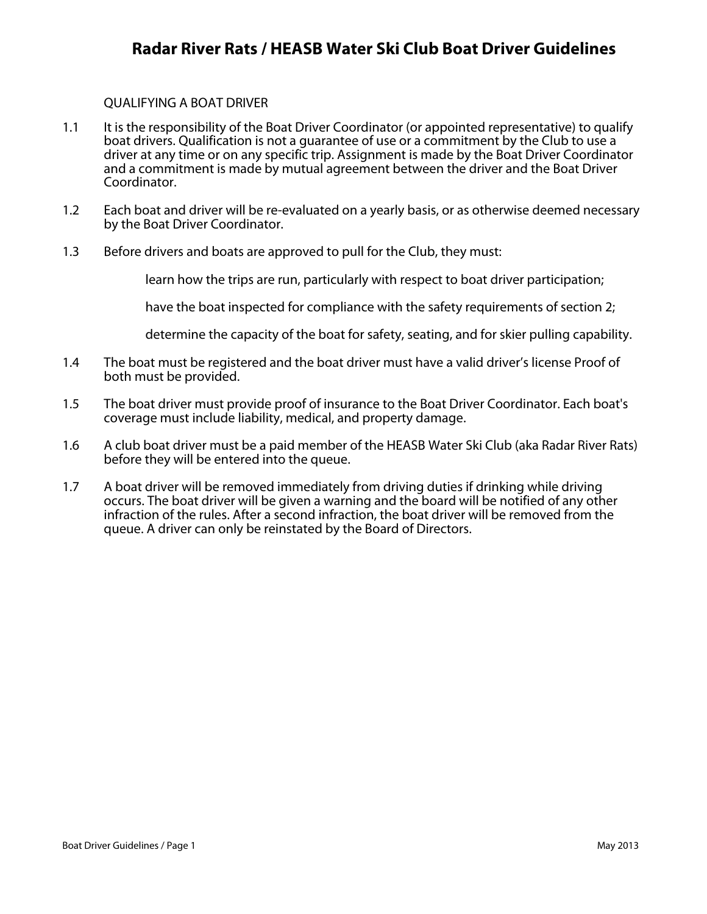# Radar River Rats / HEASB Water Ski Club Boat Driver Guidelines

QUALIFYING A BOAT DRIVER

1.1 It is the responsibility of the Boat Driver Coordinator (or appointed representative) to qualify boat drivers. Qualification is not a guarantee of use or a commitment by the Club to use a driver at any time or on any specific trip. Assignment is made by the Boat Driver Coordinator and a commitment is made by mutual agreement between the driver and the Boat Driver Coordinator.

1.2 Each boat and driver will be re-evaluated on a yearly basis, or as otherwise deemed necessary by the Boat Driver Coordinator.

1.3 Before drivers and boats are approved to pull for the Club, they must:

learn how the trips are run, particularly with respect to boat driver participation;

have the boat inspected for compliance with the safety requirements of section 2;

determine the capacity of the boat for safety, seating, and for skier pulling capability.

1.4 The boat must be registered and the boat driver must have a valid driver's license Proof of both must be provided.

1.5 The boat driver must provide proof of insurance to the Boat Driver Coordinator. Each boat's coverage must include liability, medical, and property damage.

1.6 A club boat driver must be a paid member of the HEASB Water Ski Club (aka Radar River Rats) before they will be entered into the queue.

1.7 A boat driver will be removed immediately from driving duties if drinking while driving occurs. The boat driver will be given a warning and the board will be notified of any other infraction of the rules. After a second infraction, the boat driver will be removed from the queue. A driver can only be reinstated by the Board of Directors.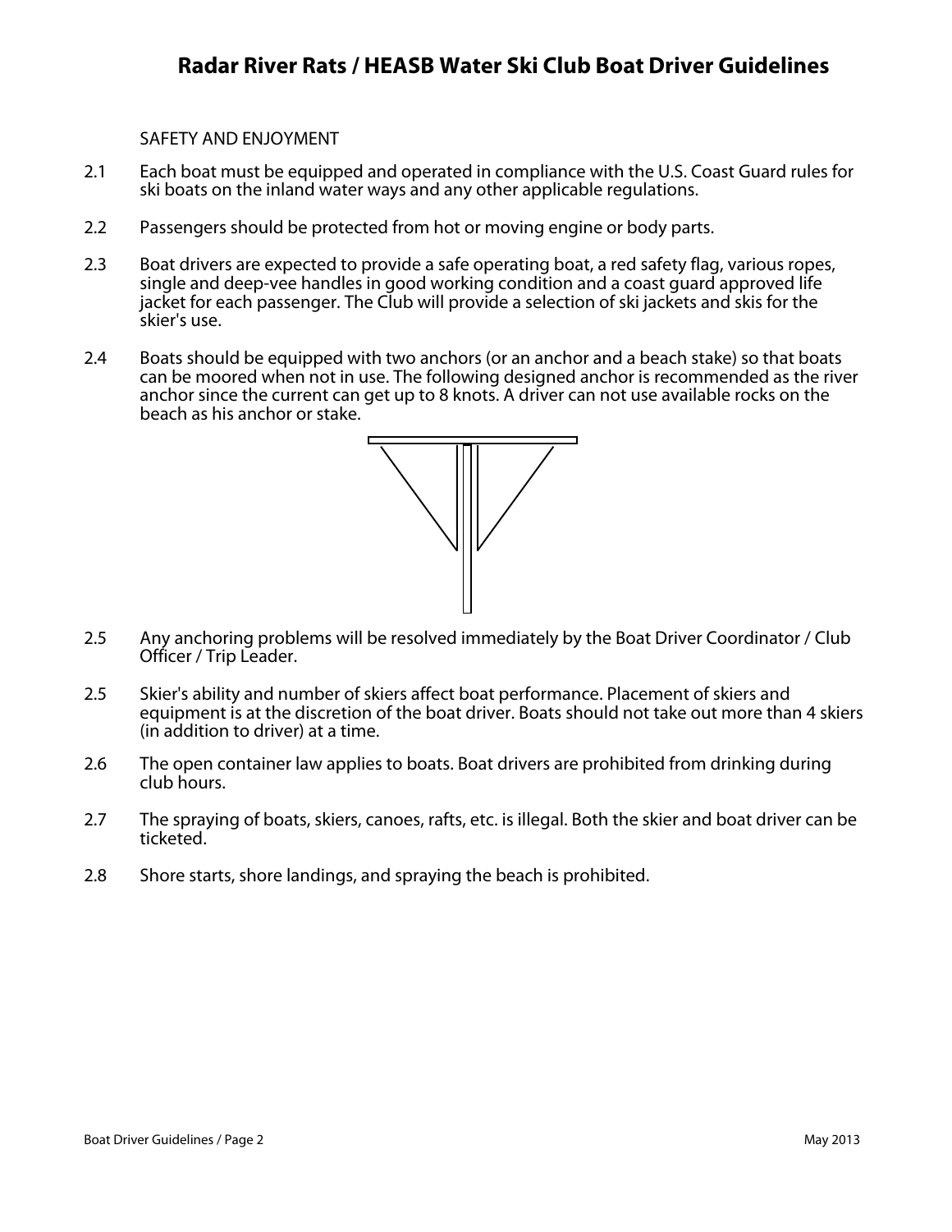SAFETY AND ENJOYMENT

2.1 Each boat must be equipped and operated in compliance with the U.S. Coast Guard rules for ski boats on the inland water ways and any other applicable regulations.

2.2 Passengers should be protected from hot or moving engine or body parts.

2.3 Boat drivers are expected to provide a safe operating boat, a red safety flag, various ropes, single and deep-vee handles in good working condition and a coast guard approved life jacket for each passenger. The Club will provide a selection of ski jackets and skis for the skier's use.

2.4 Boats should be equipped with two anchors (or an anchor and a beach stake) so that boats can be moored when not in use. The following designed anchor is recommended as the river anchor since the current can get up to 8 knots. A driver can not use available rocks on the beach as his anchor or stake.

2.5 Any anchoring problems will be resolved immediately by the Boat Driver Coordinator / Club Officer / Trip Leader.

2.5 Skier's ability and number of skiers affect boat performance. Placement of skiers and equipment is at the discretion of the boat driver. Boats should not take out more than 4 skiers (in addition to driver) at a time.

2.6 The open container law applies to boats. Boat drivers are prohibited from drinking during club hours.

2.7 The spraying of boats, skiers, canoes, rafts, etc. is illegal. Both the skier and boat driver can be ticketed.

2.8 Shore starts, shore landings, and spraying the beach is prohibited.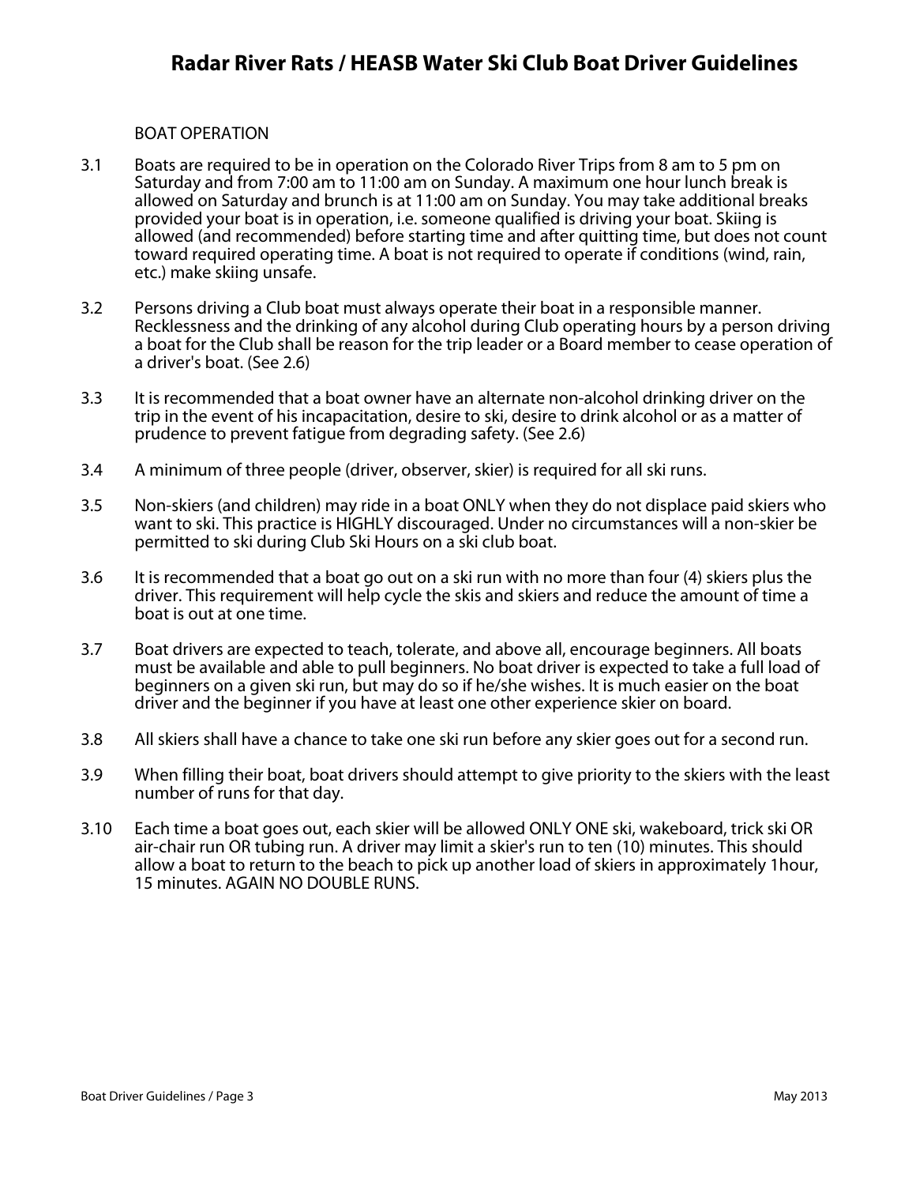BOAT OPERATION

3.1 Boats are required to be in operation on the Colorado River Trips from 8 am to 5 pm on Saturday and from 7:00 am to 11:00 am on Sunday. A maximum one hour lunch break is allowed on Saturday and brunch is at 11:00 am on Sunday. You may take additional breaks provided your boat is in operation, i.e. someone qualified is driving your boat. Skiing is allowed (and recommended) before starting time and after quitting time, but does not count toward required operating time. A boat is not required to operate if conditions (wind, rain, etc.) make skiing unsafe.

3.2 Persons driving a Club boat must always operate their boat in a responsible manner. Recklessness and the drinking of any alcohol during Club operating hours by a person driving a boat for the Club shall be reason for the trip leader or a Board member to cease operation of a driver's boat. (See 2.6)

3.3 It is recommended that a boat owner have an alternate non-alcohol drinking driver on the trip in the event of his incapacitation, desire to ski, desire to drink alcohol or as a matter of prudence to prevent fatigue from degrading safety. (See 2.6)

3.4 A minimum of three people (driver, observer, skier) is required for all ski runs.

3.5 Non-skiers (and children) may ride in a boat ONLY when they do not displace paid skiers who want to ski. This practice is HIGHLY discouraged. Under no circumstances will a non-skier be permitted to ski during Club Ski Hours on a ski club boat.

3.6 It is recommended that a boat go out on a ski run with no more than four (4) skiers plus the driver. This requirement will help cycle the skis and skiers and reduce the amount of time a boat is out at one time.

3.7 Boat drivers are expected to teach, tolerate, and above all, encourage beginners. All boats must be available and able to pull beginners. No boat driver is expected to take a full load of beginners on a given ski run, but may do so if he/she wishes. It is much easier on the boat driver and the beginner if you have at least one other experience skier on board.

3.8 All skiers shall have a chance to take one ski run before any skier goes out for a second run.

3.9 When filling their boat, boat drivers should attempt to give priority to the skiers with the least number of runs for that day.

3.10 Each time a boat goes out, each skier will be allowed ONLY ONE ski, wakeboard, trick ski OR air-chair run OR tubing run. A driver may limit a skier's run to ten (10) minutes. This should allow a boat to return to the beach to pick up another load of skiers in approximately 1hour, 15 minutes. AGAIN NO DOUBLE RUNS.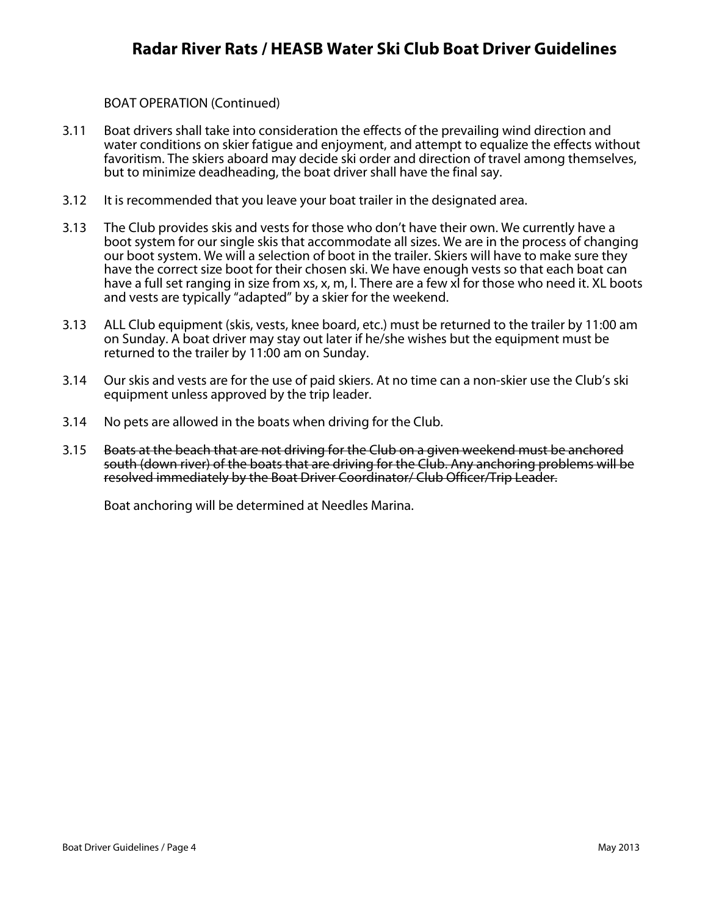BOAT OPERATION (Continued)

3.11 Boat drivers shall take into consideration the effects of the prevailing wind direction and water conditions on skier fatigue and enjoyment, and attempt to equalize the effects without favoritism. The skiers aboard may decide ski order and direction of travel among themselves, but to minimize deadheading, the boat driver shall have the final say.

3.12 It is recommended that you leave your boat trailer in the designated area.

3.13 The Club provides skis and vests for those who don't have their own. We currently have a boot system for our single skis that accommodate all sizes. We are in the process of changing our boot system. We will a selection of boot in the trailer. Skiers will have to make sure they have the correct size boot for their chosen ski. We have enough vests so that each boat can have a full set ranging in size from xs, x, m, l. There are a few xl for those who need it. XL boots and vests are typically "adapted" by a skier for the weekend.

3.13 ALL Club equipment (skis, vests, knee board, etc.) must be returned to the trailer by 11:00 am on Sunday. A boat driver may stay out later if he/she wishes but the equipment must be returned to the trailer by 11:00 am on Sunday.

3.14 Our skis and vests are for the use of paid skiers. At no time can a non-skier use the Club's ski equipment unless approved by the trip leader.

3.14 No pets are allowed in the boats when driving for the Club.

3.15 ~~Boats at the beach that are not driving for the Club on a given weekend must be anchored south (down river) of the boats that are driving for the Club. Any anchoring problems will be resolved immediately by the Boat Driver Coordinator/ Club Officer/Trip Leader.~~

Boat anchoring will be determined at Needles Marina.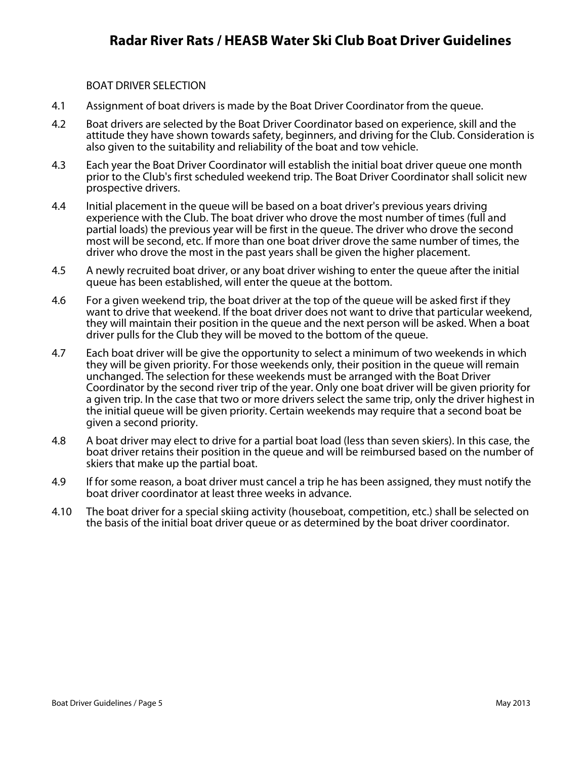BOAT DRIVER SELECTION

4.1 Assignment of boat drivers is made by the Boat Driver Coordinator from the queue.

4.2 Boat drivers are selected by the Boat Driver Coordinator based on experience, skill and the attitude they have shown towards safety, beginners, and driving for the Club. Consideration is also given to the suitability and reliability of the boat and tow vehicle.

4.3 Each year the Boat Driver Coordinator will establish the initial boat driver queue one month prior to the Club's first scheduled weekend trip. The Boat Driver Coordinator shall solicit new prospective drivers.

4.4 Initial placement in the queue will be based on a boat driver's previous years driving experience with the Club. The boat driver who drove the most number of times (full and partial loads) the previous year will be first in the queue. The driver who drove the second most will be second, etc. If more than one boat driver drove the same number of times, the driver who drove the most in the past years shall be given the higher placement.

4.5 A newly recruited boat driver, or any boat driver wishing to enter the queue after the initial queue has been established, will enter the queue at the bottom.

4.6 For a given weekend trip, the boat driver at the top of the queue will be asked first if they want to drive that weekend. If the boat driver does not want to drive that particular weekend, they will maintain their position in the queue and the next person will be asked. When a boat driver pulls for the Club they will be moved to the bottom of the queue.

4.7 Each boat driver will be give the opportunity to select a minimum of two weekends in which they will be given priority. For those weekends only, their position in the queue will remain unchanged. The selection for these weekends must be arranged with the Boat Driver Coordinator by the second river trip of the year. Only one boat driver will be given priority for a given trip. In the case that two or more drivers select the same trip, only the driver highest in the initial queue will be given priority. Certain weekends may require that a second boat be given a second priority.

4.8 A boat driver may elect to drive for a partial boat load (less than seven skiers). In this case, the boat driver retains their position in the queue and will be reimbursed based on the number of skiers that make up the partial boat.

4.9 If for some reason, a boat driver must cancel a trip he has been assigned, they must notify the boat driver coordinator at least three weeks in advance.

4.10 The boat driver for a special skiing activity (houseboat, competition, etc.) shall be selected on the basis of the initial boat driver queue or as determined by the boat driver coordinator.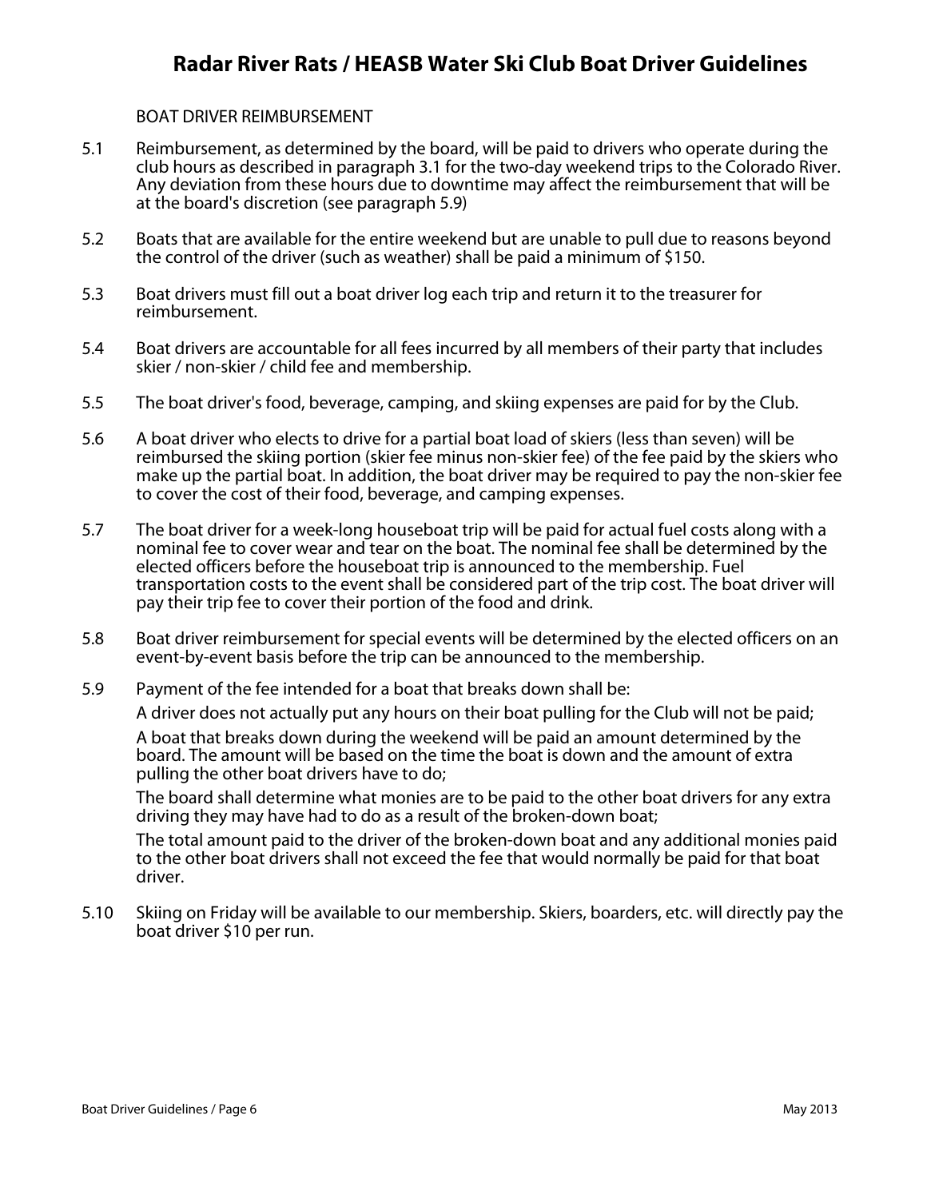BOAT DRIVER REIMBURSEMENT

5.1 Reimbursement, as determined by the board, will be paid to drivers who operate during the club hours as described in paragraph 3.1 for the two-day weekend trips to the Colorado River. Any deviation from these hours due to downtime may affect the reimbursement that will be at the board's discretion (see paragraph 5.9)

5.2 Boats that are available for the entire weekend but are unable to pull due to reasons beyond the control of the driver (such as weather) shall be paid a minimum of $150.

5.3 Boat drivers must fill out a boat driver log each trip and return it to the treasurer for reimbursement.

5.4 Boat drivers are accountable for all fees incurred by all members of their party that includes skier / non-skier / child fee and membership.

5.5 The boat driver's food, beverage, camping, and skiing expenses are paid for by the Club.

5.6 A boat driver who elects to drive for a partial boat load of skiers (less than seven) will be reimbursed the skiing portion (skier fee minus non-skier fee) of the fee paid by the skiers who make up the partial boat. In addition, the boat driver may be required to pay the non-skier fee to cover the cost of their food, beverage, and camping expenses.

5.7 The boat driver for a week-long houseboat trip will be paid for actual fuel costs along with a nominal fee to cover wear and tear on the boat. The nominal fee shall be determined by the elected officers before the houseboat trip is announced to the membership. Fuel transportation costs to the event shall be considered part of the trip cost. The boat driver will pay their trip fee to cover their portion of the food and drink.

5.8 Boat driver reimbursement for special events will be determined by the elected officers on an event-by-event basis before the trip can be announced to the membership.

5.9 Payment of the fee intended for a boat that breaks down shall be:

A driver does not actually put any hours on their boat pulling for the Club will not be paid;

A boat that breaks down during the weekend will be paid an amount determined by the board. The amount will be based on the time the boat is down and the amount of extra pulling the other boat drivers have to do;

The board shall determine what monies are to be paid to the other boat drivers for any extra driving they may have had to do as a result of the broken-down boat;

The total amount paid to the driver of the broken-down boat and any additional monies paid to the other boat drivers shall not exceed the fee that would normally be paid for that boat driver.

5.10 Skiing on Friday will be available to our membership. Skiers, boarders, etc. will directly pay the boat driver $10 per run.